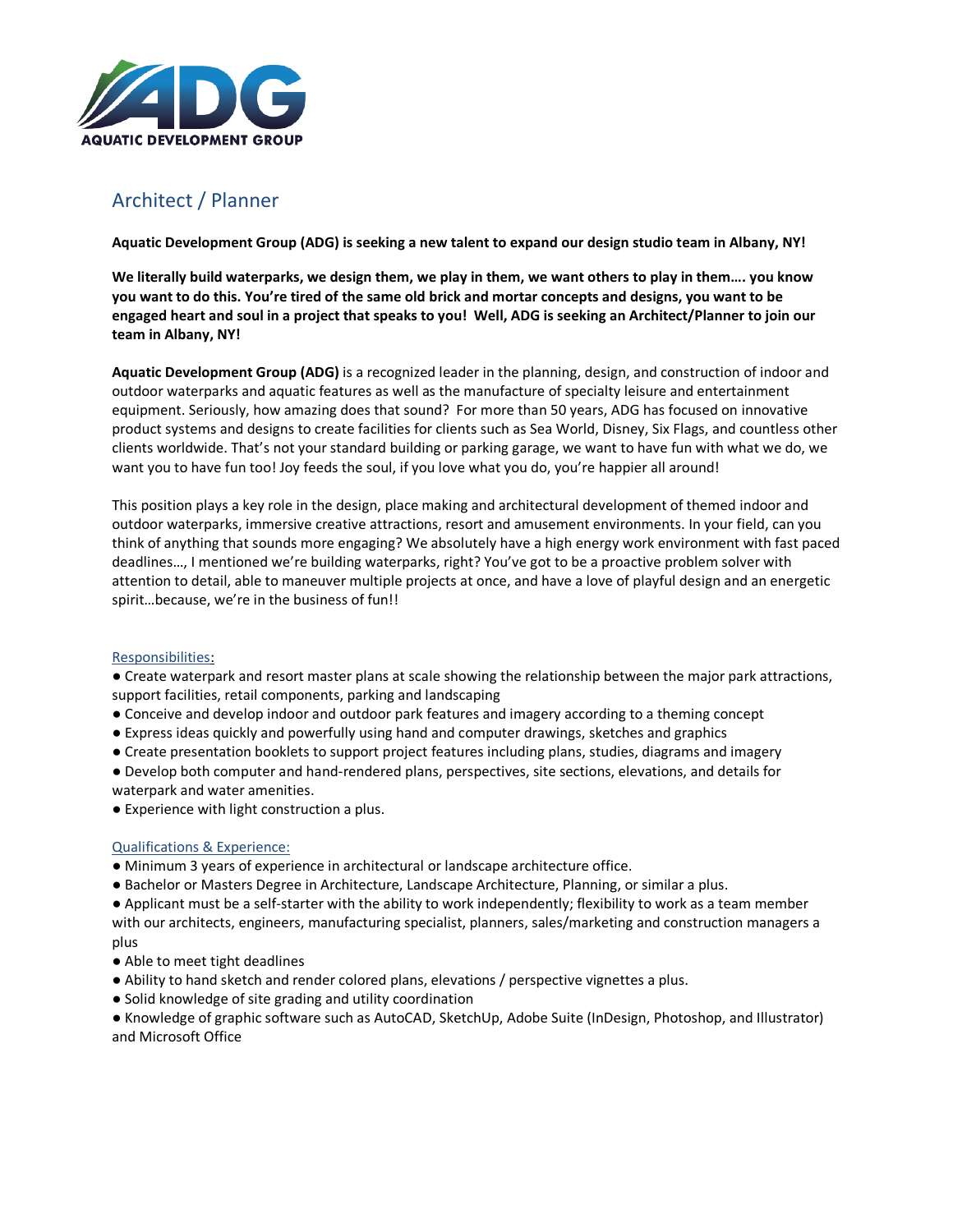AQUATIC DEVELOPMENT GROUP

# Architect / Planner

**Aquatic Development Group (ADG) is seeking a new talent to expand our design studio team in Albany, NY!**

**We literally build waterparks, we design them, we play in them, we want others to play in them…. you know you want to do this. You're tired of the same old brick and mortar concepts and designs, you want to be engaged heart and soul in a project that speaks to you! Well, ADG is seeking an Architect/Planner to join our team in Albany, NY!**

**Aquatic Development Group (ADG)** is a recognized leader in the planning, design, and construction of indoor and outdoor waterparks and aquatic features as well as the manufacture of specialty leisure and entertainment equipment. Seriously, how amazing does that sound? For more than 50 years, ADG has focused on innovative product systems and designs to create facilities for clients such as Sea World, Disney, Six Flags, and countless other clients worldwide. That's not your standard building or parking garage, we want to have fun with what we do, we want you to have fun too! Joy feeds the soul, if you love what you do, you're happier all around!

This position plays a key role in the design, place making and architectural development of themed indoor and outdoor waterparks, immersive creative attractions, resort and amusement environments. In your field, can you think of anything that sounds more engaging? We absolutely have a high energy work environment with fast paced deadlines…, I mentioned we're building waterparks, right? You've got to be a proactive problem solver with attention to detail, able to maneuver multiple projects at once, and have a love of playful design and an energetic spirit…because, we're in the business of fun!!

## Responsibilities:

- Create waterpark and resort master plans at scale showing the relationship between the major park attractions, support facilities, retail components, parking and landscaping
- Conceive and develop indoor and outdoor park features and imagery according to a theming concept
- Express ideas quickly and powerfully using hand and computer drawings, sketches and graphics
- Create presentation booklets to support project features including plans, studies, diagrams and imagery
- Develop both computer and hand-rendered plans, perspectives, site sections, elevations, and details for waterpark and water amenities.
- Experience with light construction a plus.

## Qualifications & Experience:

- Minimum 3 years of experience in architectural or landscape architecture office.
- Bachelor or Masters Degree in Architecture, Landscape Architecture, Planning, or similar a plus.
- Applicant must be a self-starter with the ability to work independently; flexibility to work as a team member with our architects, engineers, manufacturing specialist, planners, sales/marketing and construction managers a plus
- Able to meet tight deadlines
- Ability to hand sketch and render colored plans, elevations / perspective vignettes a plus.
- Solid knowledge of site grading and utility coordination
- Knowledge of graphic software such as AutoCAD, SketchUp, Adobe Suite (InDesign, Photoshop, and Illustrator) and Microsoft Office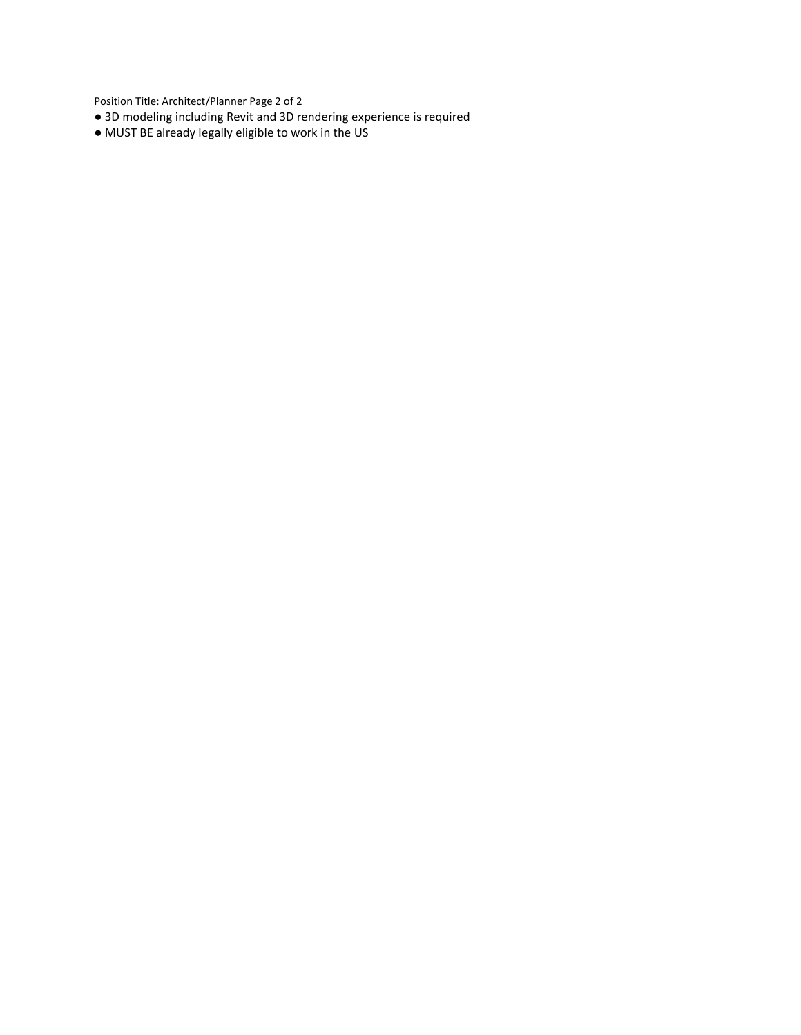- 3D modeling including Revit and 3D rendering experience is required
- MUST BE already legally eligible to work in the US